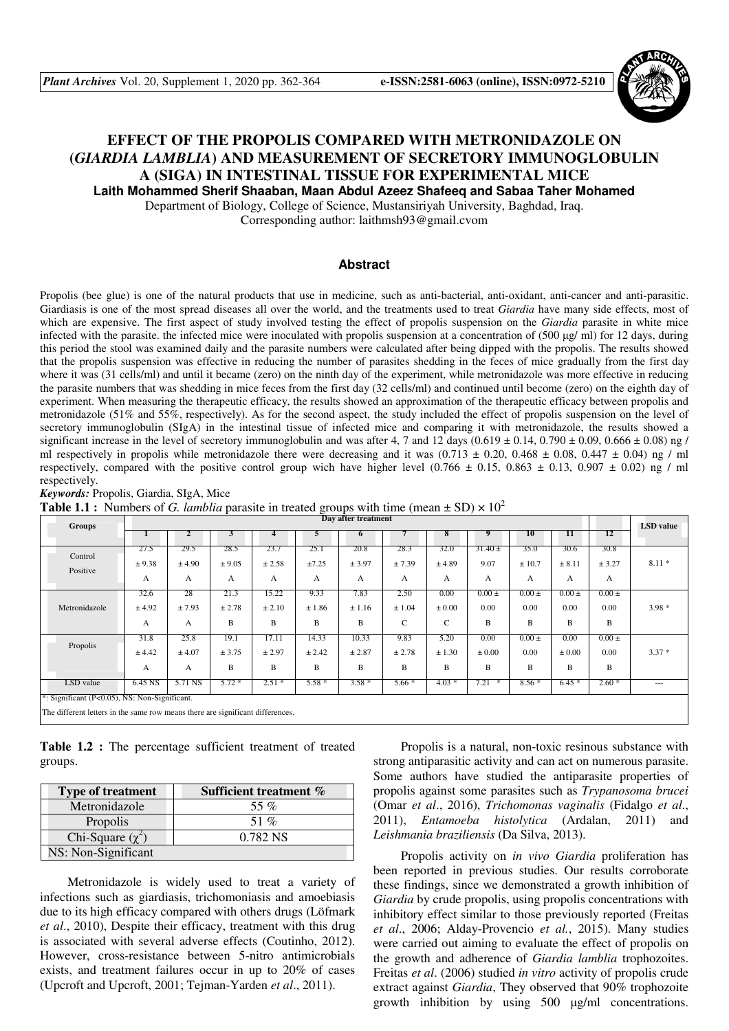# EFFECT OF THE PROPOLIS COMPARED WITH METRONIDAZOLE ON (*GIARDIA LAMBLIA*) AND MEASUREMENT OF SECRETORY IMMUNOGLOBULIN A (SIGA) IN INTESTINAL TISSUE FOR EXPERIMENTAL MICE

**Laith Mohammed Sherif Shaaban, Maan Abdul Azeez Shafeeq and Sabaa Taher Mohamed**

Department of Biology, College of Science, Mustansiriyah University, Baghdad, Iraq.
Corresponding author: laithmsh93@gmail.cvom

## Abstract

Propolis (bee glue) is one of the natural products that use in medicine, such as anti-bacterial, anti-oxidant, anti-cancer and anti-parasitic. Giardiasis is one of the most spread diseases all over the world, and the treatments used to treat *Giardia* have many side effects, most of which are expensive. The first aspect of study involved testing the effect of propolis suspension on the *Giardia* parasite in white mice infected with the parasite. the infected mice were inoculated with propolis suspension at a concentration of (500 µg/ ml) for 12 days, during this period the stool was examined daily and the parasite numbers were calculated after being dipped with the propolis. The results showed that the propolis suspension was effective in reducing the number of parasites shedding in the feces of mice gradually from the first day where it was (31 cells/ml) and until it became (zero) on the ninth day of the experiment, while metronidazole was more effective in reducing the parasite numbers that was shedding in mice feces from the first day (32 cells/ml) and continued until become (zero) on the eighth day of experiment. When measuring the therapeutic efficacy, the results showed an approximation of the therapeutic efficacy between propolis and metronidazole (51% and 55%, respectively). As for the second aspect, the study included the effect of propolis suspension on the level of secretory immunoglobulin (SIgA) in the intestinal tissue of infected mice and comparing it with metronidazole, the results showed a significant increase in the level of secretory immunoglobulin and was after 4, 7 and 12 days (0.619 ± 0.14, 0.790 ± 0.09, 0.666 ± 0.08) ng / ml respectively in propolis while metronidazole there were decreasing and it was (0.713 ± 0.20, 0.468 ± 0.08, 0.447 ± 0.04) ng / ml respectively, compared with the positive control group wich have higher level (0.766 ± 0.15, 0.863 ± 0.13, 0.907 ± 0.02) ng / ml respectively.

***Keywords:*** Propolis, Giardia, SIgA, Mice

**Table 1.1 :** Numbers of *G. lamblia* parasite in treated groups with time (mean ± SD) × $10^2$

| Groups | Day after treatment | | | | | | | | | | | | LSD value |
|---|---|---|---|---|---|---|---|---|---|---|---|---|---|
| | 1 | 2 | 3 | 4 | 5 | 6 | 7 | 8 | 9 | 10 | 11 | 12 | |
| Control Positive | 27.5 ± 9.38 A | 29.5 ± 4.90 A | 28.5 ± 9.05 A | 23.7 ± 2.58 A | 25.1 ±7.25 A | 20.8 ± 3.97 A | 28.3 ± 7.39 A | 32.0 ± 4.89 A | 31.40 ± 9.07 A | 35.0 ± 10.7 A | 30.6 ± 8.11 A | 30.8 ± 3.27 A | 8.11 * |
| Metronidazole | 32.6 ± 4.92 A | 28 ± 7.93 A | 21.3 ± 2.78 B | 15.22 ± 2.10 B | 9.33 ± 1.86 B | 7.83 ± 1.16 B | 2.50 ± 1.04 C | 0.00 ± 0.00 C | 0.00 ± 0.00 B | 0.00 ± 0.00 B | 0.00 ± 0.00 B | 0.00 ± 0.00 B | 3.98 * |
| Propolis | 31.8 ± 4.42 A | 25.8 ± 4.07 A | 19.1 ± 3.75 B | 17.11 ± 2.97 B | 14.33 ± 2.42 B | 10.33 ± 2.87 B | 9.83 ± 2.78 B | 5.20 ± 1.30 B | 0.00 ± 0.00 B | 0.00 ± 0.00 B | 0.00 ± 0.00 B | 0.00 ± 0.00 B | 3.37 * |
| LSD value | 6.45 NS | 5.71 NS | 5.72 * | 2.51 * | 5.58 * | 3.58 * | 5.66 * | 4.03 * | 7.21 * | 8.56 * | 6.45 * | 2.60 * | --- |

*: Significant (P<0.05), NS: Non-Significant.

The different letters in the same row means there are significant differences.

**Table 1.2 :** The percentage sufficient treatment of treated groups.

| Type of treatment | Sufficient treatment % |
|---|---|
| Metronidazole | 55 % |
| Propolis | 51 % |
| Chi-Square ($\chi^2$) | 0.782 NS |
| NS: Non-Significant | |

Metronidazole is widely used to treat a variety of infections such as giardiasis, trichomoniasis and amoebiasis due to its high efficacy compared with others drugs (Löfmark *et al*., 2010), Despite their efficacy, treatment with this drug is associated with several adverse effects (Coutinho, 2012). However, cross-resistance between 5-nitro antimicrobials exists, and treatment failures occur in up to 20% of cases (Upcroft and Upcroft, 2001; Tejman-Yarden *et al*., 2011).

Propolis is a natural, non-toxic resinous substance with strong antiparasitic activity and can act on numerous parasite. Some authors have studied the antiparasite properties of propolis against some parasites such as *Trypanosoma brucei* (Omar *et al*., 2016), *Trichomonas vaginalis* (Fidalgo *et al*., 2011), *Entamoeba histolytica* (Ardalan, 2011) and *Leishmania braziliensis* (Da Silva, 2013).

Propolis activity on *in vivo Giardia* proliferation has been reported in previous studies. Our results corroborate these findings, since we demonstrated a growth inhibition of *Giardia* by crude propolis, using propolis concentrations with inhibitory effect similar to those previously reported (Freitas *et al*., 2006; Alday-Provencio *et al.*, 2015). Many studies were carried out aiming to evaluate the effect of propolis on the growth and adherence of *Giardia lamblia* trophozoites. Freitas *et al*. (2006) studied *in vitro* activity of propolis crude extract against *Giardia*, They observed that 90% trophozoite growth inhibition by using 500 µg/ml concentrations.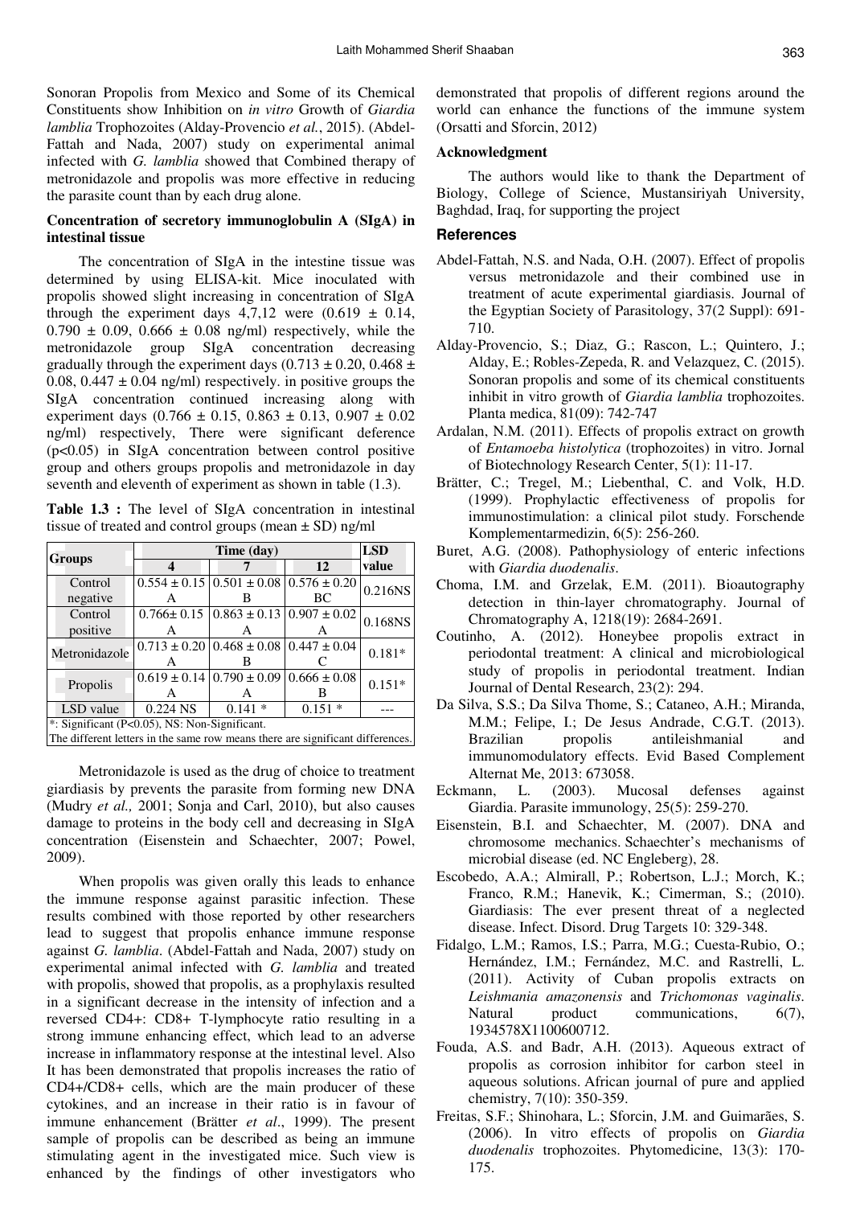Sonoran Propolis from Mexico and Some of its Chemical Constituents show Inhibition on *in vitro* Growth of *Giardia lamblia* Trophozoites (Alday-Provencio *et al.*, 2015). (Abdel-Fattah and Nada, 2007) study on experimental animal infected with *G. lamblia* showed that Combined therapy of metronidazole and propolis was more effective in reducing the parasite count than by each drug alone.

### Concentration of secretory immunoglobulin A (SIgA) in intestinal tissue

The concentration of SIgA in the intestine tissue was determined by using ELISA-kit. Mice inoculated with propolis showed slight increasing in concentration of SIgA through the experiment days 4,7,12 were (0.619 ± 0.14, 0.790 ± 0.09, 0.666 ± 0.08 ng/ml) respectively, while the metronidazole group SIgA concentration decreasing gradually through the experiment days (0.713 ± 0.20, 0.468 ± 0.08, 0.447 ± 0.04 ng/ml) respectively. in positive groups the SIgA concentration continued increasing along with experiment days (0.766 ± 0.15, 0.863 ± 0.13, 0.907 ± 0.02 ng/ml) respectively, There were significant deference ($p<0.05$) in SIgA concentration between control positive group and others groups propolis and metronidazole in day seventh and eleventh of experiment as shown in table (1.3).

**Table 1.3 :** The level of SIgA concentration in intestinal tissue of treated and control groups (mean ± SD) ng/ml

| Groups | Time (day) | | | LSD value |
|---|---|---|---|---|
| | 4 | 7 | 12 | |
| Control negative | 0.554 ± 0.15 A | 0.501 ± 0.08 B | 0.576 ± 0.20 BC | 0.216NS |
| Control positive | 0.766± 0.15 A | 0.863 ± 0.13 A | 0.907 ± 0.02 A | 0.168NS |
| Metronidazole | 0.713 ± 0.20 A | 0.468 ± 0.08 B | 0.447 ± 0.04 C | 0.181* |
| Propolis | 0.619 ± 0.14 A | 0.790 ± 0.09 A | 0.666 ± 0.08 B | 0.151* |
| LSD value | 0.224 NS | 0.141 * | 0.151 * | --- |

*: Significant ($P<0.05$), NS: Non-Significant.
The different letters in the same row means there are significant differences.

Metronidazole is used as the drug of choice to treatment giardiasis by prevents the parasite from forming new DNA (Mudry *et al.,* 2001; Sonja and Carl, 2010), but also causes damage to proteins in the body cell and decreasing in SIgA concentration (Eisenstein and Schaechter, 2007; Powel, 2009).

When propolis was given orally this leads to enhance the immune response against parasitic infection. These results combined with those reported by other researchers lead to suggest that propolis enhance immune response against *G. lamblia*. (Abdel-Fattah and Nada, 2007) study on experimental animal infected with *G. lamblia* and treated with propolis, showed that propolis, as a prophylaxis resulted in a significant decrease in the intensity of infection and a reversed CD4+: CD8+ T-lymphocyte ratio resulting in a strong immune enhancing effect, which lead to an adverse increase in inflammatory response at the intestinal level. Also It has been demonstrated that propolis increases the ratio of CD4+/CD8+ cells, which are the main producer of these cytokines, and an increase in their ratio is in favour of immune enhancement (Brätter *et al*., 1999). The present sample of propolis can be described as being an immune stimulating agent in the investigated mice. Such view is enhanced by the findings of other investigators who demonstrated that propolis of different regions around the world can enhance the functions of the immune system (Orsatti and Sforcin, 2012)

### Acknowledgment

The authors would like to thank the Department of Biology, College of Science, Mustansiriyah University, Baghdad, Iraq, for supporting the project

## References

Abdel-Fattah, N.S. and Nada, O.H. (2007). Effect of propolis versus metronidazole and their combined use in treatment of acute experimental giardiasis. Journal of the Egyptian Society of Parasitology, 37(2 Suppl): 691-710.

Alday-Provencio, S.; Diaz, G.; Rascon, L.; Quintero, J.; Alday, E.; Robles-Zepeda, R. and Velazquez, C. (2015). Sonoran propolis and some of its chemical constituents inhibit in vitro growth of *Giardia lamblia* trophozoites. Planta medica, 81(09): 742-747

Ardalan, N.M. (2011). Effects of propolis extract on growth of *Entamoeba histolytica* (trophozoites) in vitro. Jornal of Biotechnology Research Center, 5(1): 11-17.

Brätter, C.; Tregel, M.; Liebenthal, C. and Volk, H.D. (1999). Prophylactic effectiveness of propolis for immunostimulation: a clinical pilot study. Forschende Komplementarmedizin, 6(5): 256-260.

Buret, A.G. (2008). Pathophysiology of enteric infections with *Giardia duodenalis*.

Choma, I.M. and Grzelak, E.M. (2011). Bioautography detection in thin-layer chromatography. Journal of Chromatography A, 1218(19): 2684-2691.

Coutinho, A. (2012). Honeybee propolis extract in periodontal treatment: A clinical and microbiological study of propolis in periodontal treatment. Indian Journal of Dental Research, 23(2): 294.

Da Silva, S.S.; Da Silva Thome, S.; Cataneo, A.H.; Miranda, M.M.; Felipe, I.; De Jesus Andrade, C.G.T. (2013). Brazilian propolis antileishmanial and immunomodulatory effects. Evid Based Complement Alternat Me, 2013: 673058.

Eckmann, L. (2003). Mucosal defenses against Giardia. Parasite immunology, 25(5): 259-270.

Eisenstein, B.I. and Schaechter, M. (2007). DNA and chromosome mechanics. Schaechter's mechanisms of microbial disease (ed. NC Engleberg), 28.

Escobedo, A.A.; Almirall, P.; Robertson, L.J.; Morch, K.; Franco, R.M.; Hanevik, K.; Cimerman, S.; (2010). Giardiasis: The ever present threat of a neglected disease. Infect. Disord. Drug Targets 10: 329-348.

Fidalgo, L.M.; Ramos, I.S.; Parra, M.G.; Cuesta-Rubio, O.; Hernández, I.M.; Fernández, M.C. and Rastrelli, L. (2011). Activity of Cuban propolis extracts on *Leishmania amazonensis* and *Trichomonas vaginalis*. Natural product communications, 6(7), 1934578X1100600712.

Fouda, A.S. and Badr, A.H. (2013). Aqueous extract of propolis as corrosion inhibitor for carbon steel in aqueous solutions. African journal of pure and applied chemistry, 7(10): 350-359.

Freitas, S.F.; Shinohara, L.; Sforcin, J.M. and Guimarães, S. (2006). In vitro effects of propolis on *Giardia duodenalis* trophozoites. Phytomedicine, 13(3): 170-175.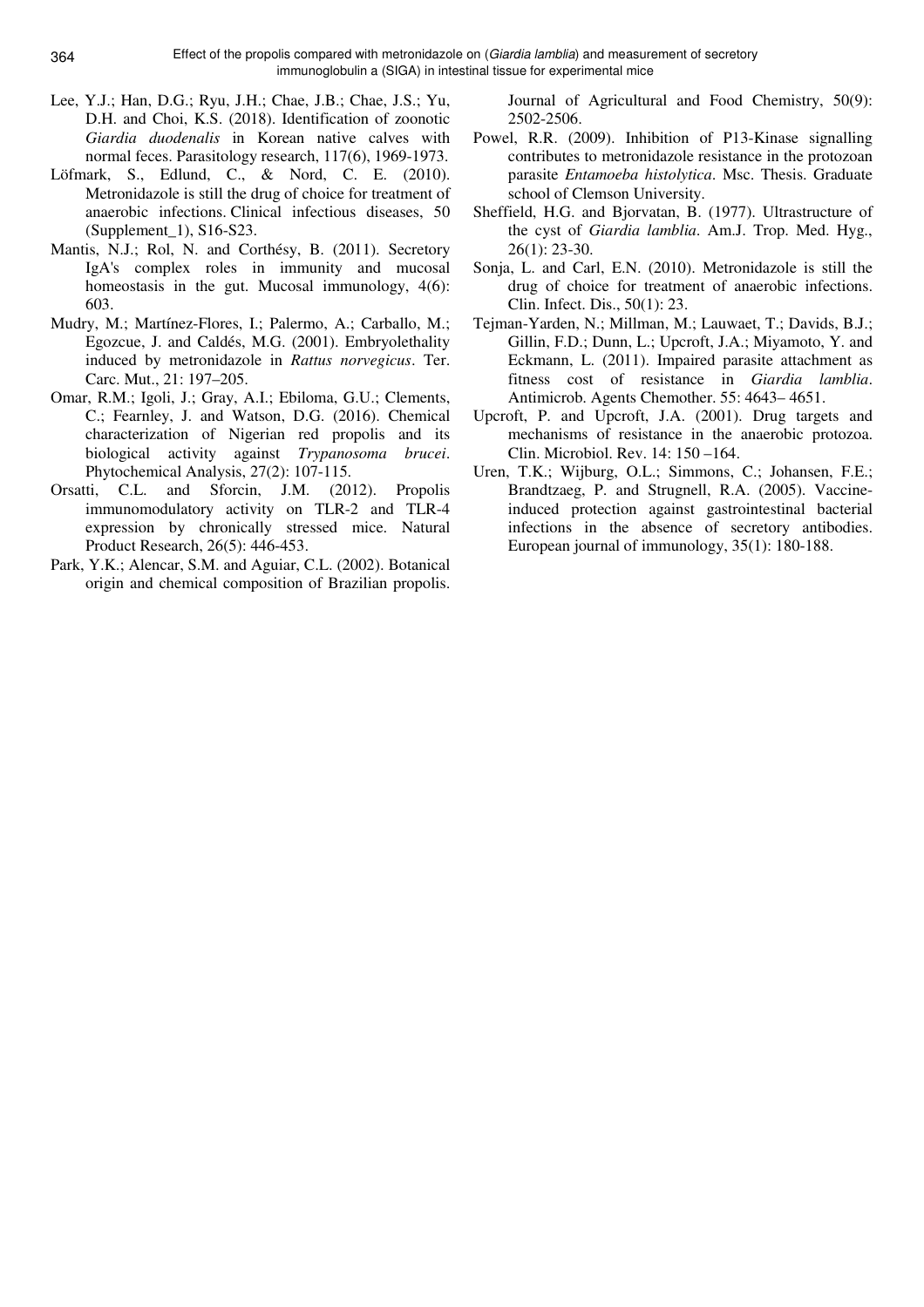Lee, Y.J.; Han, D.G.; Ryu, J.H.; Chae, J.B.; Chae, J.S.; Yu, D.H. and Choi, K.S. (2018). Identification of zoonotic *Giardia duodenalis* in Korean native calves with normal feces. Parasitology research, 117(6), 1969-1973.

Löfmark, S., Edlund, C., & Nord, C. E. (2010). Metronidazole is still the drug of choice for treatment of anaerobic infections. Clinical infectious diseases, 50 (Supplement_1), S16-S23.

Mantis, N.J.; Rol, N. and Corthésy, B. (2011). Secretory IgA's complex roles in immunity and mucosal homeostasis in the gut. Mucosal immunology, 4(6): 603.

Mudry, M.; Martínez-Flores, I.; Palermo, A.; Carballo, M.; Egozcue, J. and Caldés, M.G. (2001). Embryolethality induced by metronidazole in *Rattus norvegicus*. Ter. Carc. Mut., 21: 197–205.

Omar, R.M.; Igoli, J.; Gray, A.I.; Ebiloma, G.U.; Clements, C.; Fearnley, J. and Watson, D.G. (2016). Chemical characterization of Nigerian red propolis and its biological activity against *Trypanosoma brucei*. Phytochemical Analysis, 27(2): 107-115.

Orsatti, C.L. and Sforcin, J.M. (2012). Propolis immunomodulatory activity on TLR-2 and TLR-4 expression by chronically stressed mice. Natural Product Research, 26(5): 446-453.

Park, Y.K.; Alencar, S.M. and Aguiar, C.L. (2002). Botanical origin and chemical composition of Brazilian propolis. Journal of Agricultural and Food Chemistry, 50(9): 2502-2506.

Powel, R.R. (2009). Inhibition of P13-Kinase signalling contributes to metronidazole resistance in the protozoan parasite *Entamoeba histolytica*. Msc. Thesis. Graduate school of Clemson University.

Sheffield, H.G. and Bjorvatan, B. (1977). Ultrastructure of the cyst of *Giardia lamblia*. Am.J. Trop. Med. Hyg., 26(1): 23-30.

Sonja, L. and Carl, E.N. (2010). Metronidazole is still the drug of choice for treatment of anaerobic infections. Clin. Infect. Dis., 50(1): 23.

Tejman-Yarden, N.; Millman, M.; Lauwaet, T.; Davids, B.J.; Gillin, F.D.; Dunn, L.; Upcroft, J.A.; Miyamoto, Y. and Eckmann, L. (2011). Impaired parasite attachment as fitness cost of resistance in *Giardia lamblia*. Antimicrob. Agents Chemother. 55: 4643– 4651.

Upcroft, P. and Upcroft, J.A. (2001). Drug targets and mechanisms of resistance in the anaerobic protozoa. Clin. Microbiol. Rev. 14: 150 –164.

Uren, T.K.; Wijburg, O.L.; Simmons, C.; Johansen, F.E.; Brandtzaeg, P. and Strugnell, R.A. (2005). Vaccine-induced protection against gastrointestinal bacterial infections in the absence of secretory antibodies. European journal of immunology, 35(1): 180-188.